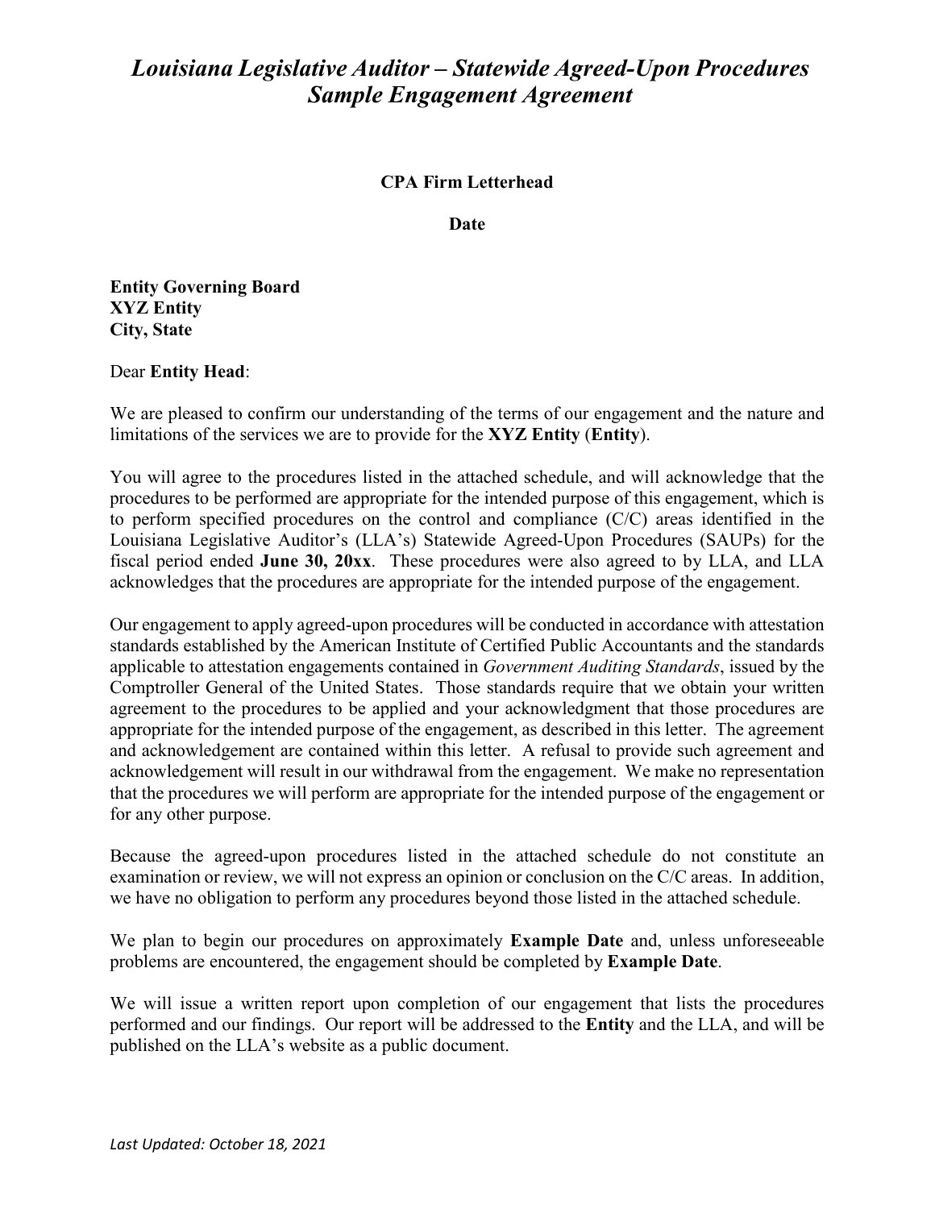# *Louisiana Legislative Auditor – Statewide Agreed-Upon Procedures Sample Engagement Agreement*

**CPA Firm Letterhead**

**Date**

**Entity Governing Board**
**XYZ Entity**
**City, State**

Dear **Entity Head**:

We are pleased to confirm our understanding of the terms of our engagement and the nature and limitations of the services we are to provide for the **XYZ Entity** (**Entity**).

You will agree to the procedures listed in the attached schedule, and will acknowledge that the procedures to be performed are appropriate for the intended purpose of this engagement, which is to perform specified procedures on the control and compliance (C/C) areas identified in the Louisiana Legislative Auditor's (LLA's) Statewide Agreed-Upon Procedures (SAUPs) for the fiscal period ended **June 30, 20xx**. These procedures were also agreed to by LLA, and LLA acknowledges that the procedures are appropriate for the intended purpose of the engagement.

Our engagement to apply agreed-upon procedures will be conducted in accordance with attestation standards established by the American Institute of Certified Public Accountants and the standards applicable to attestation engagements contained in *Government Auditing Standards*, issued by the Comptroller General of the United States. Those standards require that we obtain your written agreement to the procedures to be applied and your acknowledgment that those procedures are appropriate for the intended purpose of the engagement, as described in this letter. The agreement and acknowledgement are contained within this letter. A refusal to provide such agreement and acknowledgement will result in our withdrawal from the engagement. We make no representation that the procedures we will perform are appropriate for the intended purpose of the engagement or for any other purpose.

Because the agreed-upon procedures listed in the attached schedule do not constitute an examination or review, we will not express an opinion or conclusion on the C/C areas. In addition, we have no obligation to perform any procedures beyond those listed in the attached schedule.

We plan to begin our procedures on approximately **Example Date** and, unless unforeseeable problems are encountered, the engagement should be completed by **Example Date**.

We will issue a written report upon completion of our engagement that lists the procedures performed and our findings. Our report will be addressed to the **Entity** and the LLA, and will be published on the LLA's website as a public document.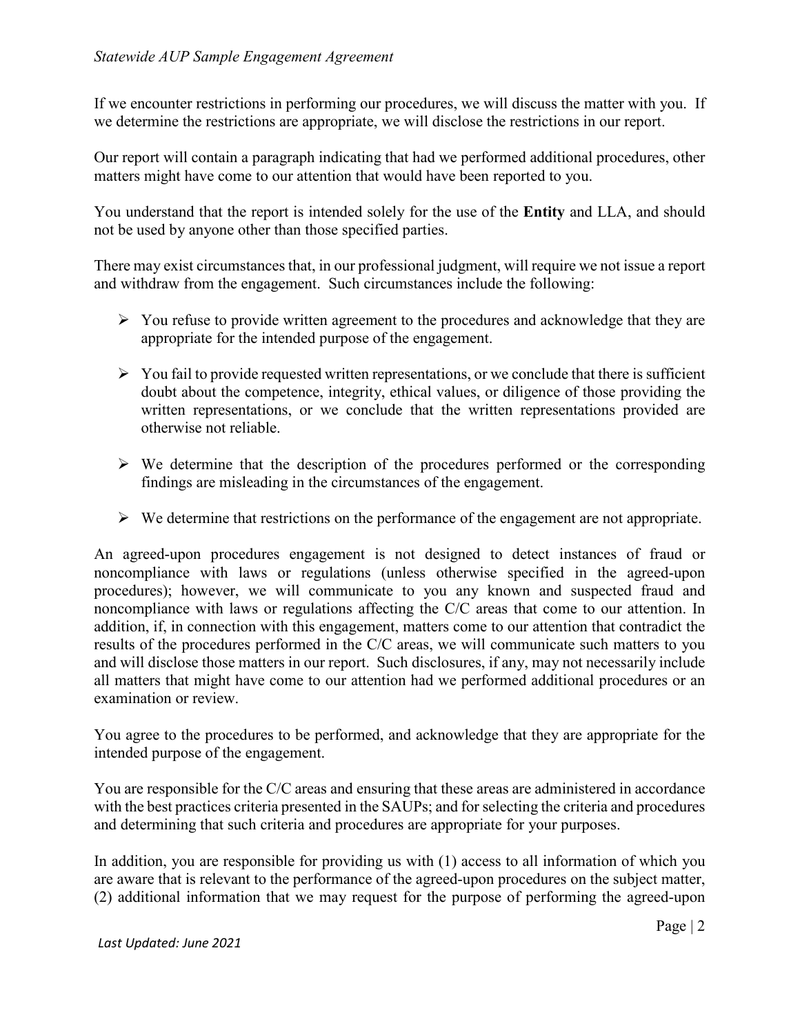If we encounter restrictions in performing our procedures, we will discuss the matter with you. If we determine the restrictions are appropriate, we will disclose the restrictions in our report.

Our report will contain a paragraph indicating that had we performed additional procedures, other matters might have come to our attention that would have been reported to you.

You understand that the report is intended solely for the use of the **Entity** and LLA, and should not be used by anyone other than those specified parties.

There may exist circumstances that, in our professional judgment, will require we not issue a report and withdraw from the engagement. Such circumstances include the following:

- You refuse to provide written agreement to the procedures and acknowledge that they are appropriate for the intended purpose of the engagement.
- You fail to provide requested written representations, or we conclude that there is sufficient doubt about the competence, integrity, ethical values, or diligence of those providing the written representations, or we conclude that the written representations provided are otherwise not reliable.
- We determine that the description of the procedures performed or the corresponding findings are misleading in the circumstances of the engagement.
- We determine that restrictions on the performance of the engagement are not appropriate.

An agreed-upon procedures engagement is not designed to detect instances of fraud or noncompliance with laws or regulations (unless otherwise specified in the agreed-upon procedures); however, we will communicate to you any known and suspected fraud and noncompliance with laws or regulations affecting the C/C areas that come to our attention. In addition, if, in connection with this engagement, matters come to our attention that contradict the results of the procedures performed in the C/C areas, we will communicate such matters to you and will disclose those matters in our report. Such disclosures, if any, may not necessarily include all matters that might have come to our attention had we performed additional procedures or an examination or review.

You agree to the procedures to be performed, and acknowledge that they are appropriate for the intended purpose of the engagement.

You are responsible for the C/C areas and ensuring that these areas are administered in accordance with the best practices criteria presented in the SAUPs; and for selecting the criteria and procedures and determining that such criteria and procedures are appropriate for your purposes.

In addition, you are responsible for providing us with (1) access to all information of which you are aware that is relevant to the performance of the agreed-upon procedures on the subject matter, (2) additional information that we may request for the purpose of performing the agreed-upon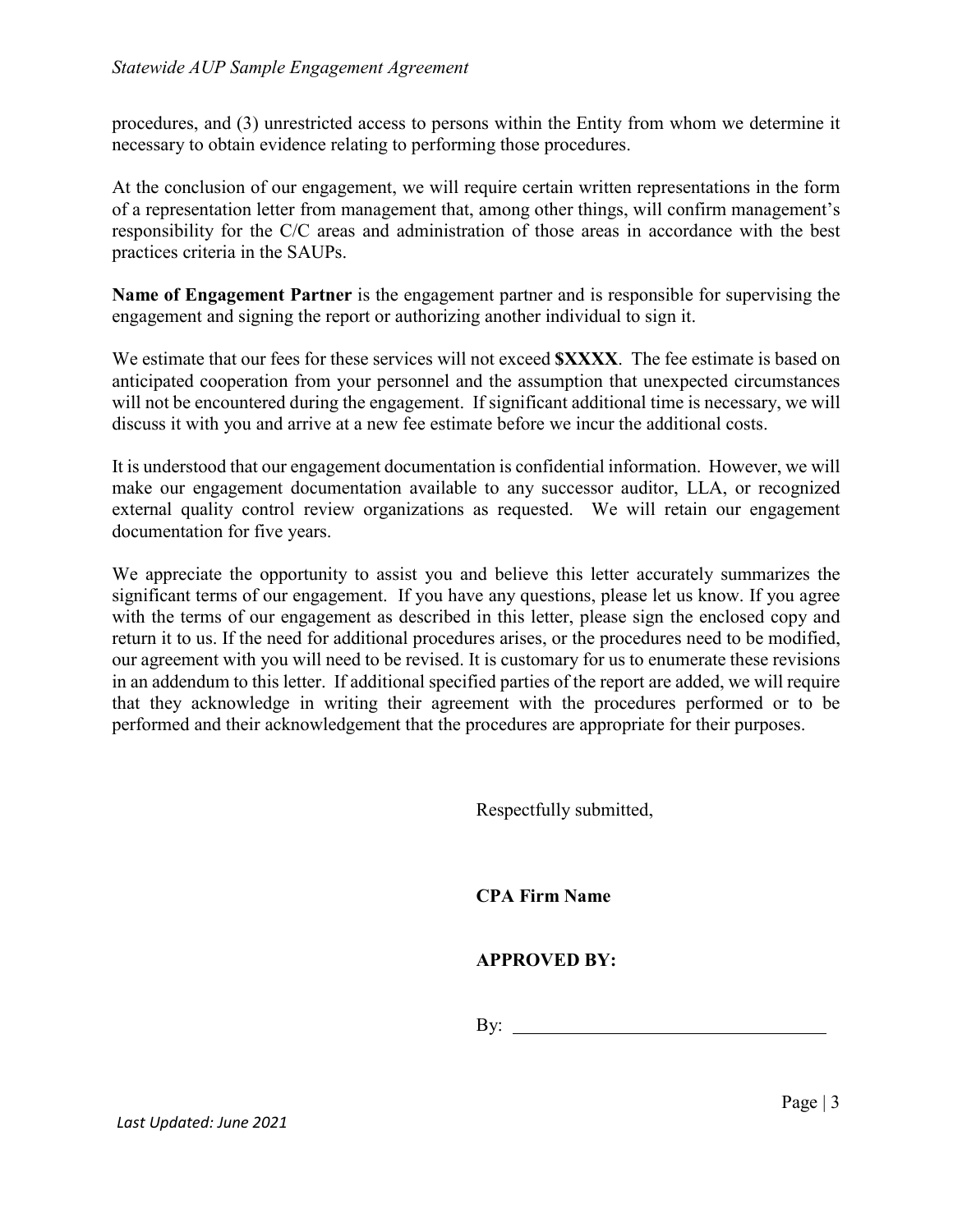procedures, and (3) unrestricted access to persons within the Entity from whom we determine it necessary to obtain evidence relating to performing those procedures.

At the conclusion of our engagement, we will require certain written representations in the form of a representation letter from management that, among other things, will confirm management's responsibility for the C/C areas and administration of those areas in accordance with the best practices criteria in the SAUPs.

**Name of Engagement Partner** is the engagement partner and is responsible for supervising the engagement and signing the report or authorizing another individual to sign it.

We estimate that our fees for these services will not exceed **$XXXX**. The fee estimate is based on anticipated cooperation from your personnel and the assumption that unexpected circumstances will not be encountered during the engagement. If significant additional time is necessary, we will discuss it with you and arrive at a new fee estimate before we incur the additional costs.

It is understood that our engagement documentation is confidential information. However, we will make our engagement documentation available to any successor auditor, LLA, or recognized external quality control review organizations as requested. We will retain our engagement documentation for five years.

We appreciate the opportunity to assist you and believe this letter accurately summarizes the significant terms of our engagement. If you have any questions, please let us know. If you agree with the terms of our engagement as described in this letter, please sign the enclosed copy and return it to us. If the need for additional procedures arises, or the procedures need to be modified, our agreement with you will need to be revised. It is customary for us to enumerate these revisions in an addendum to this letter. If additional specified parties of the report are added, we will require that they acknowledge in writing their agreement with the procedures performed or to be performed and their acknowledgement that the procedures are appropriate for their purposes.

Respectfully submitted,

**CPA Firm Name**

**APPROVED BY:**

By: ______________________________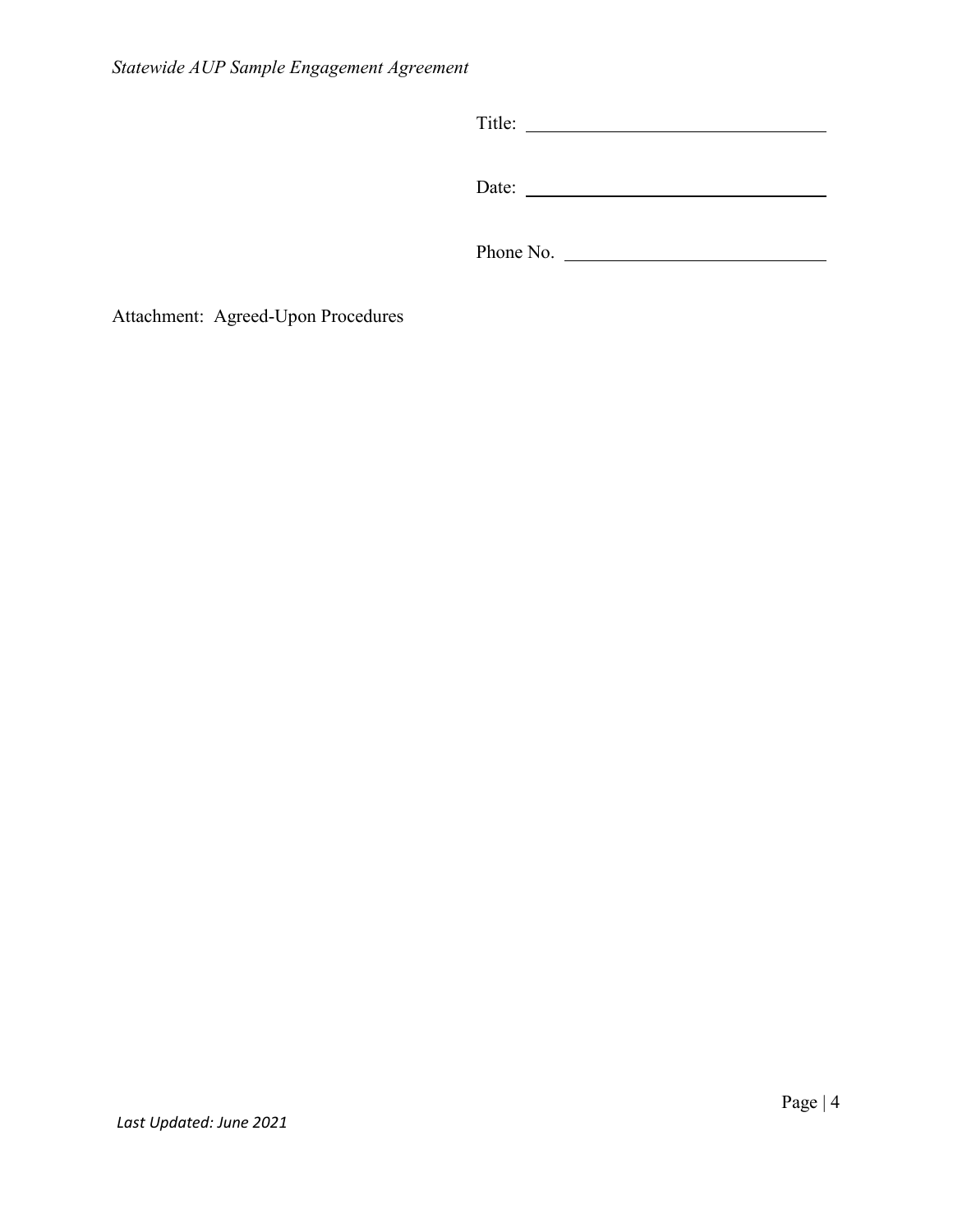Title: ______________________________

Date: ______________________________

Phone No. ___________________________

Attachment: Agreed-Upon Procedures